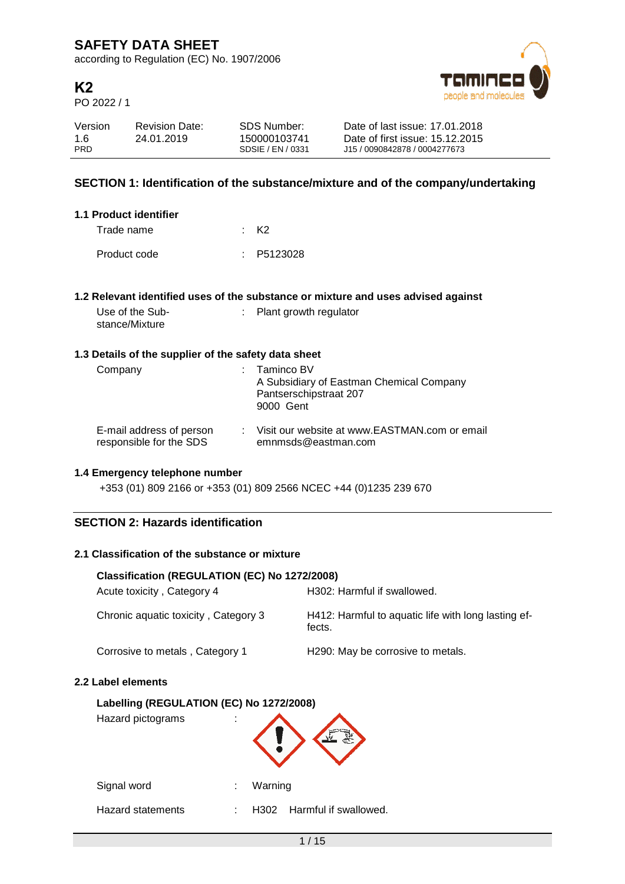# SAFETY DATA SHEET

according to Regulation (EC) No. 1907/2006

## K2

PO 2022 / 1

| Version | Revision Date: | SDS Number: | Date of last issue: 17.01.2018 |
|---|---|---|---|
| 1.6 | 24.01.2019 | 150000103741 | Date of first issue: 15.12.2015 |
| PRD | | SDSIE / EN / 0331 | J15 / 0090842878 / 0004277673 |

## SECTION 1: Identification of the substance/mixture and of the company/undertaking

### 1.1 Product identifier

Trade name : K2

Product code : P5123028

### 1.2 Relevant identified uses of the substance or mixture and uses advised against

Use of the Substance/Mixture : Plant growth regulator

### 1.3 Details of the supplier of the safety data sheet

Company : Taminco BV
A Subsidiary of Eastman Chemical Company
Pantserschipstraat 207
9000 Gent

E-mail address of person responsible for the SDS : Visit our website at www.EASTMAN.com or email emnmsds@eastman.com

### 1.4 Emergency telephone number

+353 (01) 809 2166 or +353 (01) 809 2566 NCEC +44 (0)1235 239 670

## SECTION 2: Hazards identification

### 2.1 Classification of the substance or mixture

**Classification (REGULATION (EC) No 1272/2008)**

| | |
|---|---|
| Acute toxicity , Category 4 | H302: Harmful if swallowed. |
| Chronic aquatic toxicity , Category 3 | H412: Harmful to aquatic life with long lasting effects. |
| Corrosive to metals , Category 1 | H290: May be corrosive to metals. |

### 2.2 Label elements

**Labelling (REGULATION (EC) No 1272/2008)**

Hazard pictograms :

Signal word : Warning

Hazard statements : H302 Harmful if swallowed.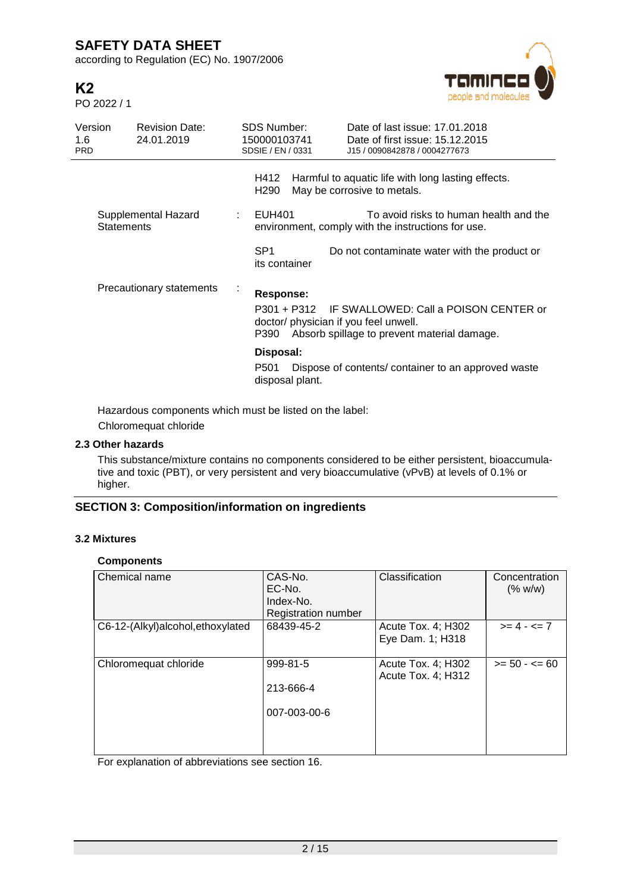H412 Harmful to aquatic life with long lasting effects.
H290 May be corrosive to metals.

Supplemental Hazard Statements : EUH401 To avoid risks to human health and the environment, comply with the instructions for use.

SP1 Do not contaminate water with the product or its container

Precautionary statements :

**Response:**

P301 + P312 IF SWALLOWED: Call a POISON CENTER or doctor/ physician if you feel unwell.
P390 Absorb spillage to prevent material damage.

**Disposal:**

P501 Dispose of contents/ container to an approved waste disposal plant.

Hazardous components which must be listed on the label:
Chloromequat chloride

### 2.3 Other hazards

This substance/mixture contains no components considered to be either persistent, bioaccumulative and toxic (PBT), or very persistent and very bioaccumulative (vPvB) at levels of 0.1% or higher.

## SECTION 3: Composition/information on ingredients

### 3.2 Mixtures

**Components**

| Chemical name | CAS-No.<br>EC-No.<br>Index-No.<br>Registration number | Classification | Concentration (% w/w) |
|---|---|---|---|
| C6-12-(Alkyl)alcohol,ethoxylated | 68439-45-2 | Acute Tox. 4; H302<br>Eye Dam. 1; H318 | >= 4 - <= 7 |
| Chloromequat chloride | 999-81-5<br>213-666-4<br>007-003-00-6 | Acute Tox. 4; H302<br>Acute Tox. 4; H312 | >= 50 - <= 60 |

For explanation of abbreviations see section 16.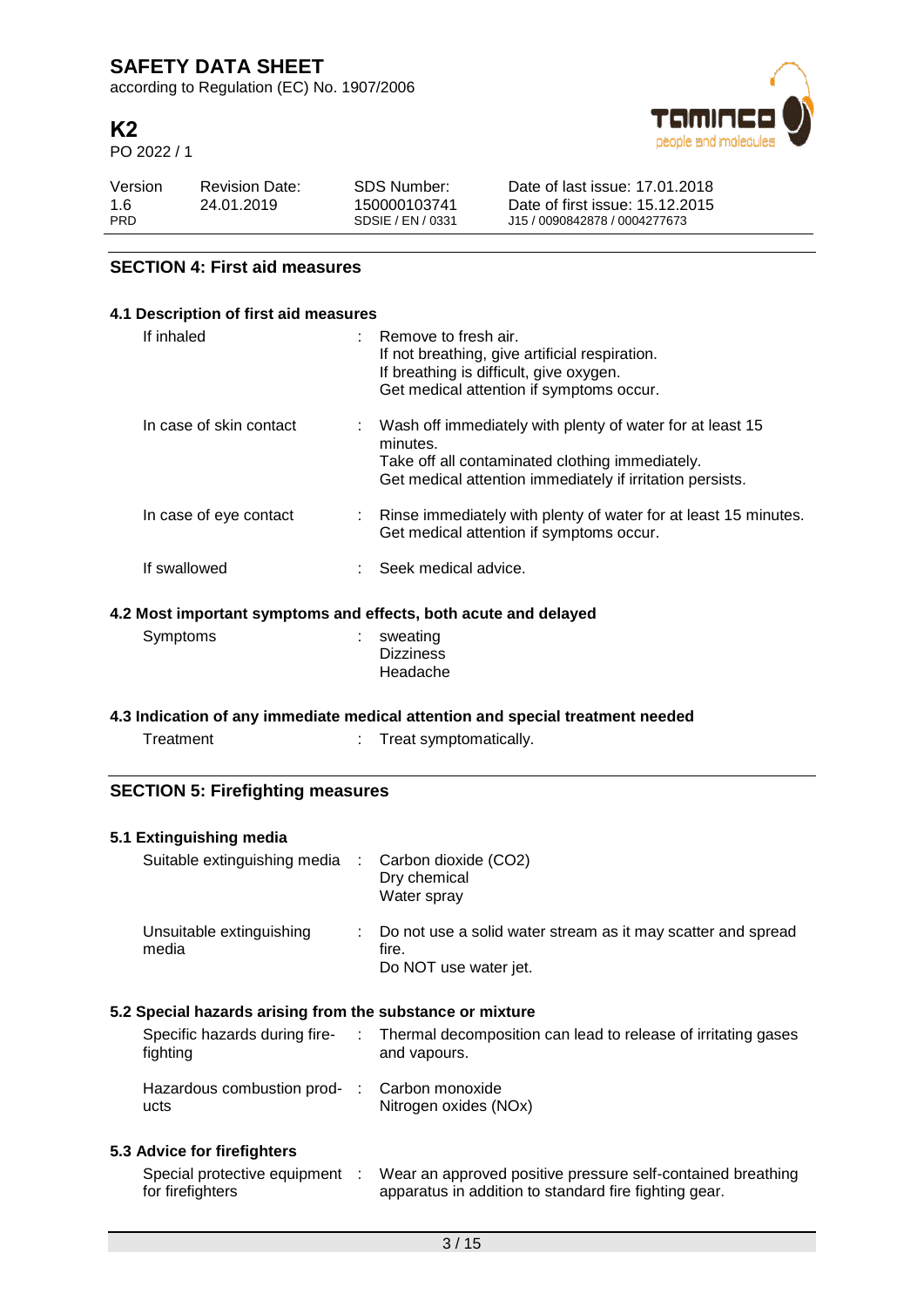## SECTION 4: First aid measures

### 4.1 Description of first aid measures

| | | |
|---|---|---|
| If inhaled | : | Remove to fresh air.<br>If not breathing, give artificial respiration.<br>If breathing is difficult, give oxygen.<br>Get medical attention if symptoms occur. |
| In case of skin contact | : | Wash off immediately with plenty of water for at least 15 minutes.<br>Take off all contaminated clothing immediately.<br>Get medical attention immediately if irritation persists. |
| In case of eye contact | : | Rinse immediately with plenty of water for at least 15 minutes.<br>Get medical attention if symptoms occur. |
| If swallowed | : | Seek medical advice. |

### 4.2 Most important symptoms and effects, both acute and delayed

| | | |
|---|---|---|
| Symptoms | : | sweating<br>Dizziness<br>Headache |

### 4.3 Indication of any immediate medical attention and special treatment needed

| | | |
|---|---|---|
| Treatment | : | Treat symptomatically. |

## SECTION 5: Firefighting measures

### 5.1 Extinguishing media

| | | |
|---|---|---|
| Suitable extinguishing media | : | Carbon dioxide ($CO_2$)<br>Dry chemical<br>Water spray |
| Unsuitable extinguishing media | : | Do not use a solid water stream as it may scatter and spread fire.<br>Do NOT use water jet. |

### 5.2 Special hazards arising from the substance or mixture

| | | |
|---|---|---|
| Specific hazards during fire-fighting | : | Thermal decomposition can lead to release of irritating gases and vapours. |
| Hazardous combustion products | : | Carbon monoxide<br>Nitrogen oxides (NOx) |

### 5.3 Advice for firefighters

| | | |
|---|---|---|
| Special protective equipment for firefighters | : | Wear an approved positive pressure self-contained breathing apparatus in addition to standard fire fighting gear. |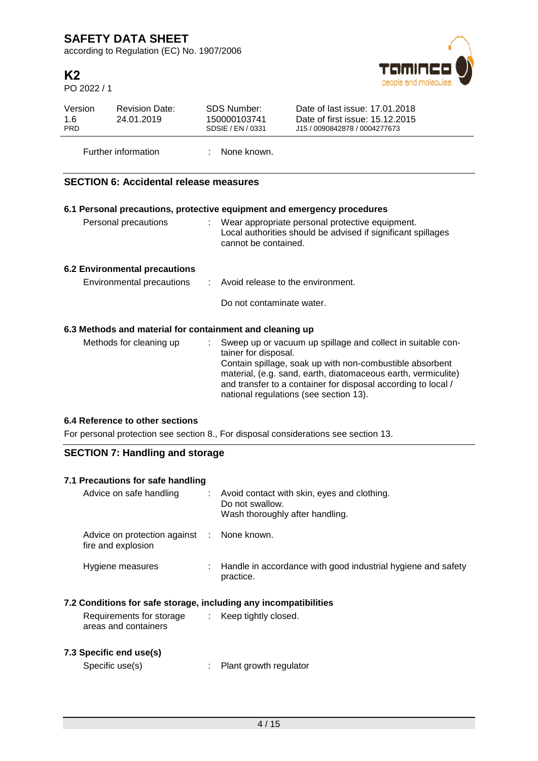| | | |
|---|---|---|
| Further information | : | None known. |

## SECTION 6: Accidental release measures

### 6.1 Personal precautions, protective equipment and emergency procedures

| | | |
|---|---|---|
| Personal precautions | : | Wear appropriate personal protective equipment.<br>Local authorities should be advised if significant spillages cannot be contained. |

### 6.2 Environmental precautions

| | | |
|---|---|---|
| Environmental precautions | : | Avoid release to the environment.<br><br>Do not contaminate water. |

### 6.3 Methods and material for containment and cleaning up

| | | |
|---|---|---|
| Methods for cleaning up | : | Sweep up or vacuum up spillage and collect in suitable container for disposal.<br>Contain spillage, soak up with non-combustible absorbent material, (e.g. sand, earth, diatomaceous earth, vermiculite) and transfer to a container for disposal according to local / national regulations (see section 13). |

### 6.4 Reference to other sections

For personal protection see section 8., For disposal considerations see section 13.

## SECTION 7: Handling and storage

### 7.1 Precautions for safe handling

| | | |
|---|---|---|
| Advice on safe handling | : | Avoid contact with skin, eyes and clothing.<br>Do not swallow.<br>Wash thoroughly after handling. |
| Advice on protection against fire and explosion | : | None known. |
| Hygiene measures | : | Handle in accordance with good industrial hygiene and safety practice. |

### 7.2 Conditions for safe storage, including any incompatibilities

| | | |
|---|---|---|
| Requirements for storage areas and containers | : | Keep tightly closed. |

### 7.3 Specific end use(s)

| | | |
|---|---|---|
| Specific use(s) | : | Plant growth regulator |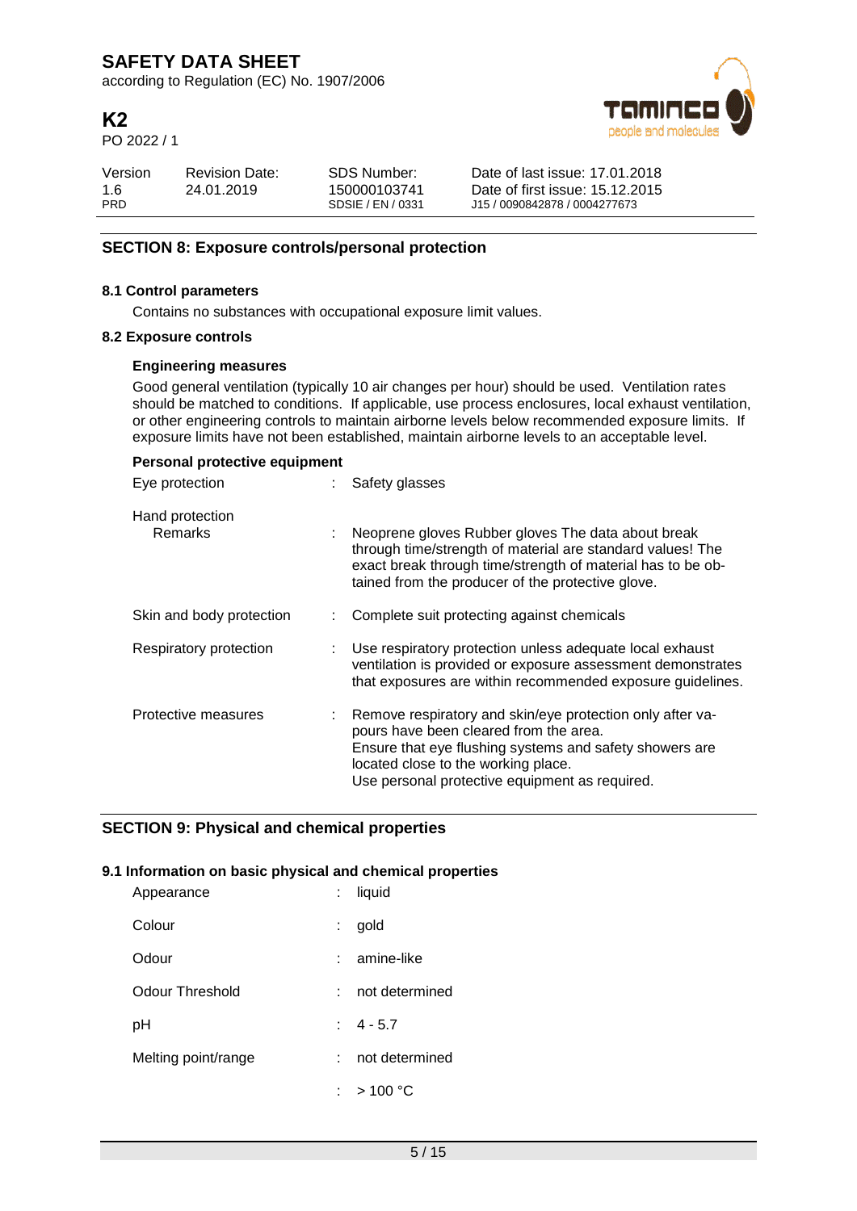## SECTION 8: Exposure controls/personal protection

### 8.1 Control parameters

Contains no substances with occupational exposure limit values.

### 8.2 Exposure controls

**Engineering measures**

Good general ventilation (typically 10 air changes per hour) should be used. Ventilation rates should be matched to conditions. If applicable, use process enclosures, local exhaust ventilation, or other engineering controls to maintain airborne levels below recommended exposure limits. If exposure limits have not been established, maintain airborne levels to an acceptable level.

**Personal protective equipment**

| | | |
|---|---|---|
| Eye protection | : | Safety glasses |
| Hand protection<br>Remarks | : | Neoprene gloves Rubber gloves The data about break through time/strength of material are standard values! The exact break through time/strength of material has to be obtained from the producer of the protective glove. |
| Skin and body protection | : | Complete suit protecting against chemicals |
| Respiratory protection | : | Use respiratory protection unless adequate local exhaust ventilation is provided or exposure assessment demonstrates that exposures are within recommended exposure guidelines. |
| Protective measures | : | Remove respiratory and skin/eye protection only after vapours have been cleared from the area.<br>Ensure that eye flushing systems and safety showers are located close to the working place.<br>Use personal protective equipment as required. |

## SECTION 9: Physical and chemical properties

### 9.1 Information on basic physical and chemical properties

| | | |
|---|---|---|
| Appearance | : | liquid |
| Colour | : | gold |
| Odour | : | amine-like |
| Odour Threshold | : | not determined |
| pH | : | 4 - 5.7 |
| Melting point/range | : | not determined |
| | : | > 100 °C |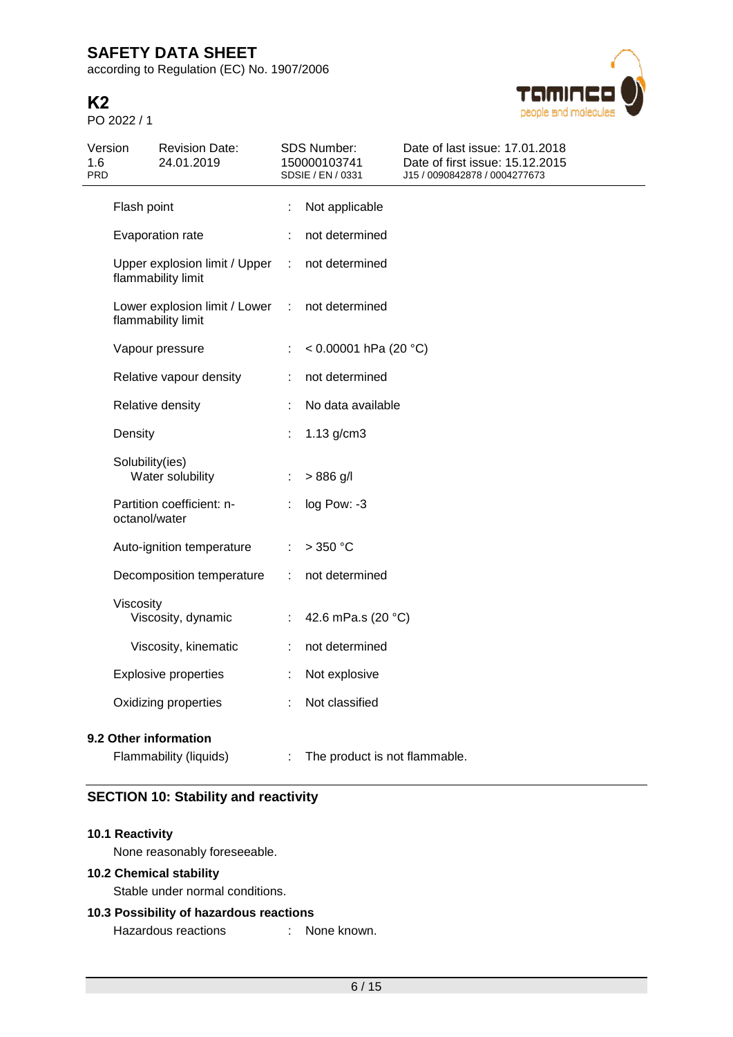| | | |
|---|---|---|
| Flash point | : | Not applicable |
| Evaporation rate | : | not determined |
| Upper explosion limit / Upper flammability limit | : | not determined |
| Lower explosion limit / Lower flammability limit | : | not determined |
| Vapour pressure | : | < 0.00001 hPa (20 °C) |
| Relative vapour density | : | not determined |
| Relative density | : | No data available |
| Density | : | 1.13 g/cm3 |
| Solubility(ies) | | |
| Water solubility | : | > 886 g/l |
| Partition coefficient: n-octanol/water | : | log Pow: -3 |
| Auto-ignition temperature | : | > 350 °C |
| Decomposition temperature | : | not determined |
| Viscosity | | |
| Viscosity, dynamic | : | 42.6 mPa.s (20 °C) |
| Viscosity, kinematic | : | not determined |
| Explosive properties | : | Not explosive |
| Oxidizing properties | : | Not classified |

### 9.2 Other information

| | | |
|---|---|---|
| Flammability (liquids) | : | The product is not flammable. |

## SECTION 10: Stability and reactivity

### 10.1 Reactivity

None reasonably foreseeable.

### 10.2 Chemical stability

Stable under normal conditions.

### 10.3 Possibility of hazardous reactions

| | | |
|---|---|---|
| Hazardous reactions | : | None known. |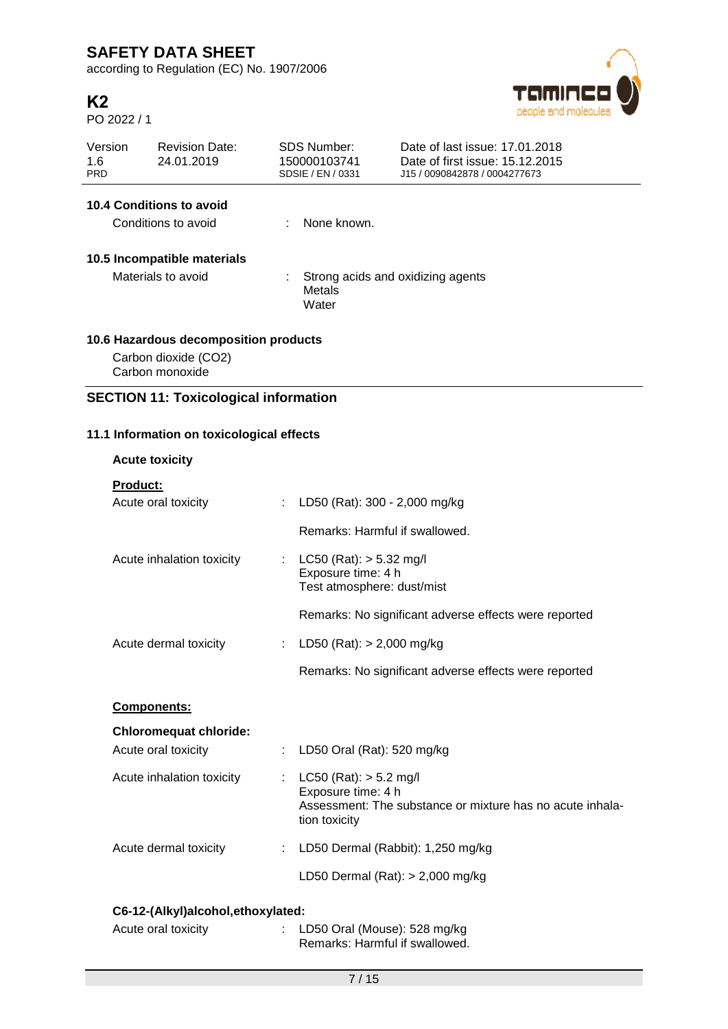### 10.4 Conditions to avoid

Conditions to avoid : None known.

### 10.5 Incompatible materials

Materials to avoid : Strong acids and oxidizing agents
Metals
Water

### 10.6 Hazardous decomposition products

Carbon dioxide ($CO_2$)
Carbon monoxide

## SECTION 11: Toxicological information

### 11.1 Information on toxicological effects

**Acute toxicity**

**Product:**

| | |
|---|---|
| Acute oral toxicity | : LD50 (Rat): 300 - 2,000 mg/kg<br><br>Remarks: Harmful if swallowed. |
| Acute inhalation toxicity | : LC50 (Rat): > 5.32 mg/l<br>Exposure time: 4 h<br>Test atmosphere: dust/mist<br><br>Remarks: No significant adverse effects were reported |
| Acute dermal toxicity | : LD50 (Rat): > 2,000 mg/kg<br><br>Remarks: No significant adverse effects were reported |

**Components:**

**Chloromequat chloride:**

| | |
|---|---|
| Acute oral toxicity | : LD50 Oral (Rat): 520 mg/kg |
| Acute inhalation toxicity | : LC50 (Rat): > 5.2 mg/l<br>Exposure time: 4 h<br>Assessment: The substance or mixture has no acute inhalation toxicity |
| Acute dermal toxicity | : LD50 Dermal (Rabbit): 1,250 mg/kg<br><br>LD50 Dermal (Rat): > 2,000 mg/kg |

**C6-12-(Alkyl)alcohol,ethoxylated:**

| | |
|---|---|
| Acute oral toxicity | : LD50 Oral (Mouse): 528 mg/kg<br>Remarks: Harmful if swallowed. |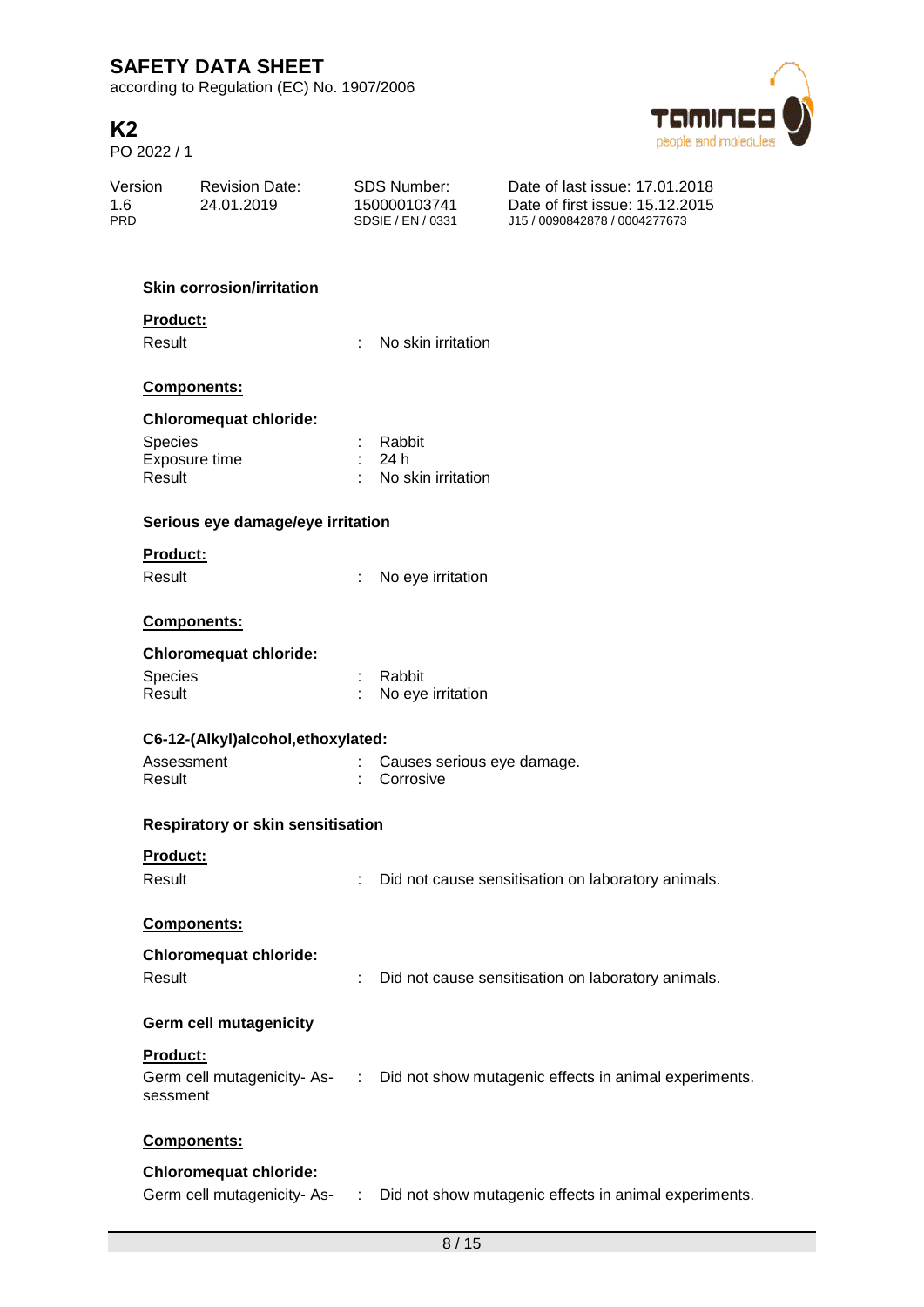**Skin corrosion/irritation**

**Product:**

Result : No skin irritation

**Components:**

**Chloromequat chloride:**

Species : Rabbit
Exposure time : 24 h
Result : No skin irritation

**Serious eye damage/eye irritation**

**Product:**

Result : No eye irritation

**Components:**

**Chloromequat chloride:**

Species : Rabbit
Result : No eye irritation

**C6-12-(Alkyl)alcohol,ethoxylated:**

Assessment : Causes serious eye damage.
Result : Corrosive

**Respiratory or skin sensitisation**

**Product:**

Result : Did not cause sensitisation on laboratory animals.

**Components:**

**Chloromequat chloride:**

Result : Did not cause sensitisation on laboratory animals.

**Germ cell mutagenicity**

**Product:**

Germ cell mutagenicity- Assessment : Did not show mutagenic effects in animal experiments.

**Components:**

**Chloromequat chloride:**

Germ cell mutagenicity- As- : Did not show mutagenic effects in animal experiments.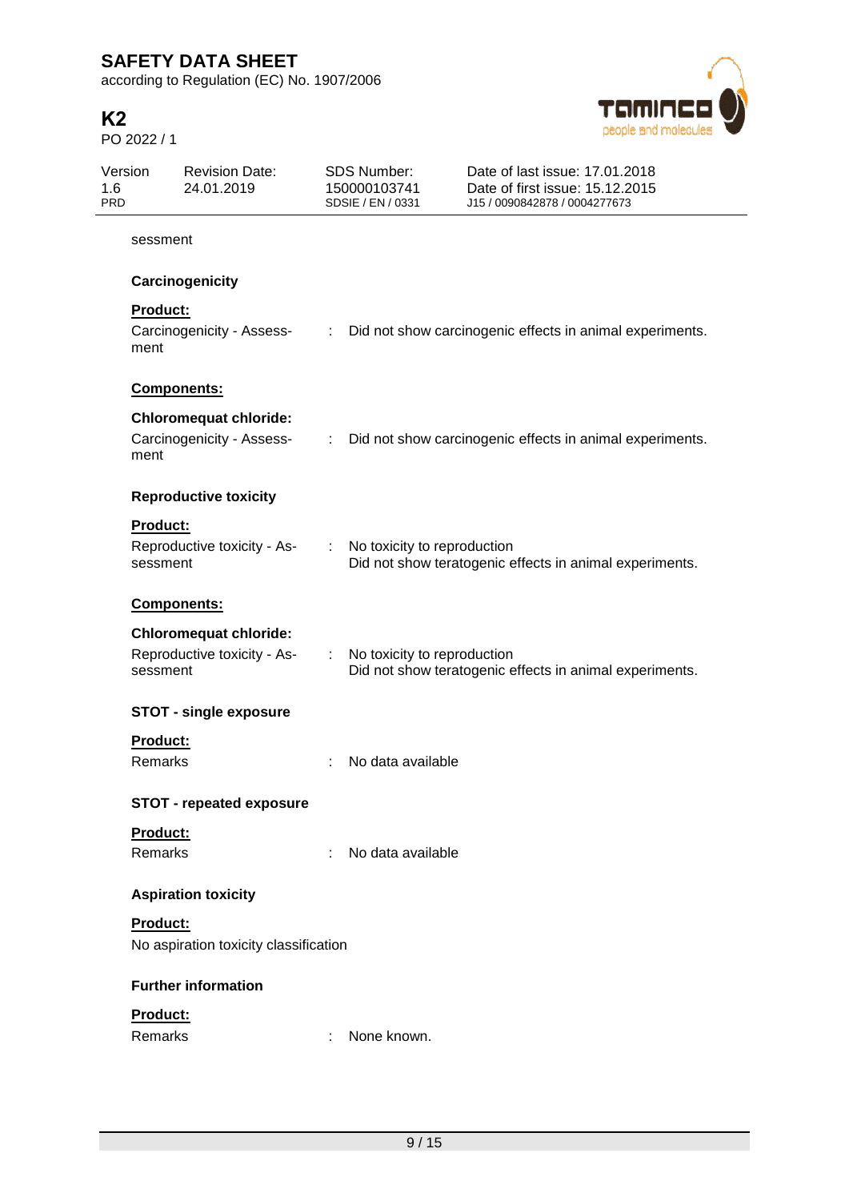sessment

**Carcinogenicity**

**Product:**

Carcinogenicity - Assessment : Did not show carcinogenic effects in animal experiments.

**Components:**

**Chloromequat chloride:**

Carcinogenicity - Assessment : Did not show carcinogenic effects in animal experiments.

**Reproductive toxicity**

**Product:**

Reproductive toxicity - Assessment : No toxicity to reproduction
Did not show teratogenic effects in animal experiments.

**Components:**

**Chloromequat chloride:**

Reproductive toxicity - Assessment : No toxicity to reproduction
Did not show teratogenic effects in animal experiments.

**STOT - single exposure**

**Product:**

Remarks : No data available

**STOT - repeated exposure**

**Product:**

Remarks : No data available

**Aspiration toxicity**

**Product:**

No aspiration toxicity classification

**Further information**

**Product:**

Remarks : None known.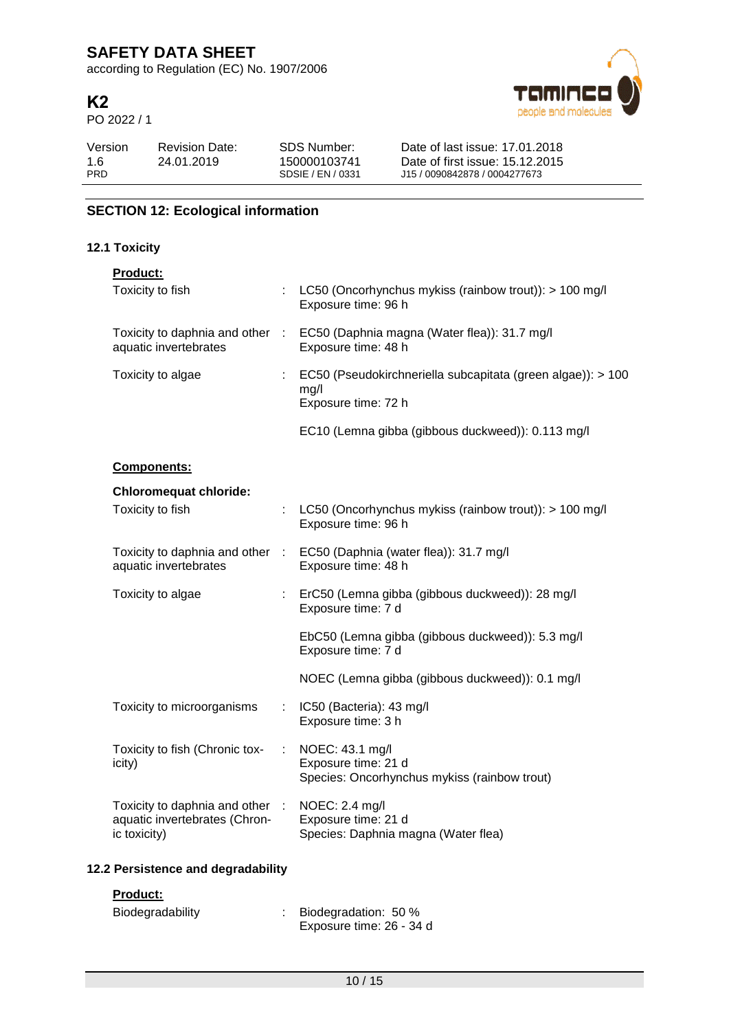## SECTION 12: Ecological information

### 12.1 Toxicity

**Product:**

| | | |
|---|---|---|
| Toxicity to fish | : | LC50 (Oncorhynchus mykiss (rainbow trout)): > 100 mg/l<br>Exposure time: 96 h |
| Toxicity to daphnia and other aquatic invertebrates | : | EC50 (Daphnia magna (Water flea)): 31.7 mg/l<br>Exposure time: 48 h |
| Toxicity to algae | : | EC50 (Pseudokirchneriella subcapitata (green algae)): > 100 mg/l<br>Exposure time: 72 h |
| | | EC10 (Lemna gibba (gibbous duckweed)): 0.113 mg/l |

**Components:**

**Chloromequat chloride:**

| | | |
|---|---|---|
| Toxicity to fish | : | LC50 (Oncorhynchus mykiss (rainbow trout)): > 100 mg/l<br>Exposure time: 96 h |
| Toxicity to daphnia and other aquatic invertebrates | : | EC50 (Daphnia (water flea)): 31.7 mg/l<br>Exposure time: 48 h |
| Toxicity to algae | : | ErC50 (Lemna gibba (gibbous duckweed)): 28 mg/l<br>Exposure time: 7 d |
| | | EbC50 (Lemna gibba (gibbous duckweed)): 5.3 mg/l<br>Exposure time: 7 d |
| | | NOEC (Lemna gibba (gibbous duckweed)): 0.1 mg/l |
| Toxicity to microorganisms | : | IC50 (Bacteria): 43 mg/l<br>Exposure time: 3 h |
| Toxicity to fish (Chronic toxicity) | : | NOEC: 43.1 mg/l<br>Exposure time: 21 d<br>Species: Oncorhynchus mykiss (rainbow trout) |
| Toxicity to daphnia and other aquatic invertebrates (Chronic toxicity) | : | NOEC: 2.4 mg/l<br>Exposure time: 21 d<br>Species: Daphnia magna (Water flea) |

### 12.2 Persistence and degradability

**Product:**

| | | |
|---|---|---|
| Biodegradability | : | Biodegradation: 50 %<br>Exposure time: 26 - 34 d |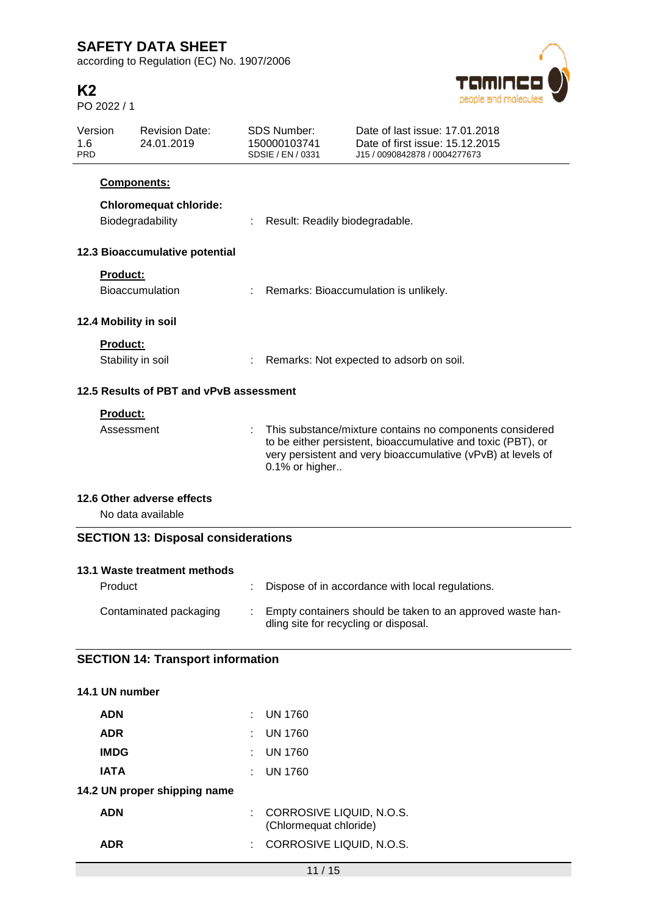**Components:**

**Chloromequat chloride:**

| | | |
|---|---|---|
| Biodegradability | : | Result: Readily biodegradable. |

### 12.3 Bioaccumulative potential

**Product:**

| | | |
|---|---|---|
| Bioaccumulation | : | Remarks: Bioaccumulation is unlikely. |

### 12.4 Mobility in soil

**Product:**

| | | |
|---|---|---|
| Stability in soil | : | Remarks: Not expected to adsorb on soil. |

### 12.5 Results of PBT and vPvB assessment

**Product:**

| | | |
|---|---|---|
| Assessment | : | This substance/mixture contains no components considered to be either persistent, bioaccumulative and toxic (PBT), or very persistent and very bioaccumulative (vPvB) at levels of 0.1% or higher.. |

### 12.6 Other adverse effects

No data available

## SECTION 13: Disposal considerations

### 13.1 Waste treatment methods

| | | |
|---|---|---|
| Product | : | Dispose of in accordance with local regulations. |
| Contaminated packaging | : | Empty containers should be taken to an approved waste handling site for recycling or disposal. |

## SECTION 14: Transport information

### 14.1 UN number

| | | |
|---|---|---|
| **ADN** | : | UN 1760 |
| **ADR** | : | UN 1760 |
| **IMDG** | : | UN 1760 |
| **IATA** | : | UN 1760 |

### 14.2 UN proper shipping name

| | | |
|---|---|---|
| **ADN** | : | CORROSIVE LIQUID, N.O.S. (Chlormequat chloride) |
| **ADR** | : | CORROSIVE LIQUID, N.O.S. |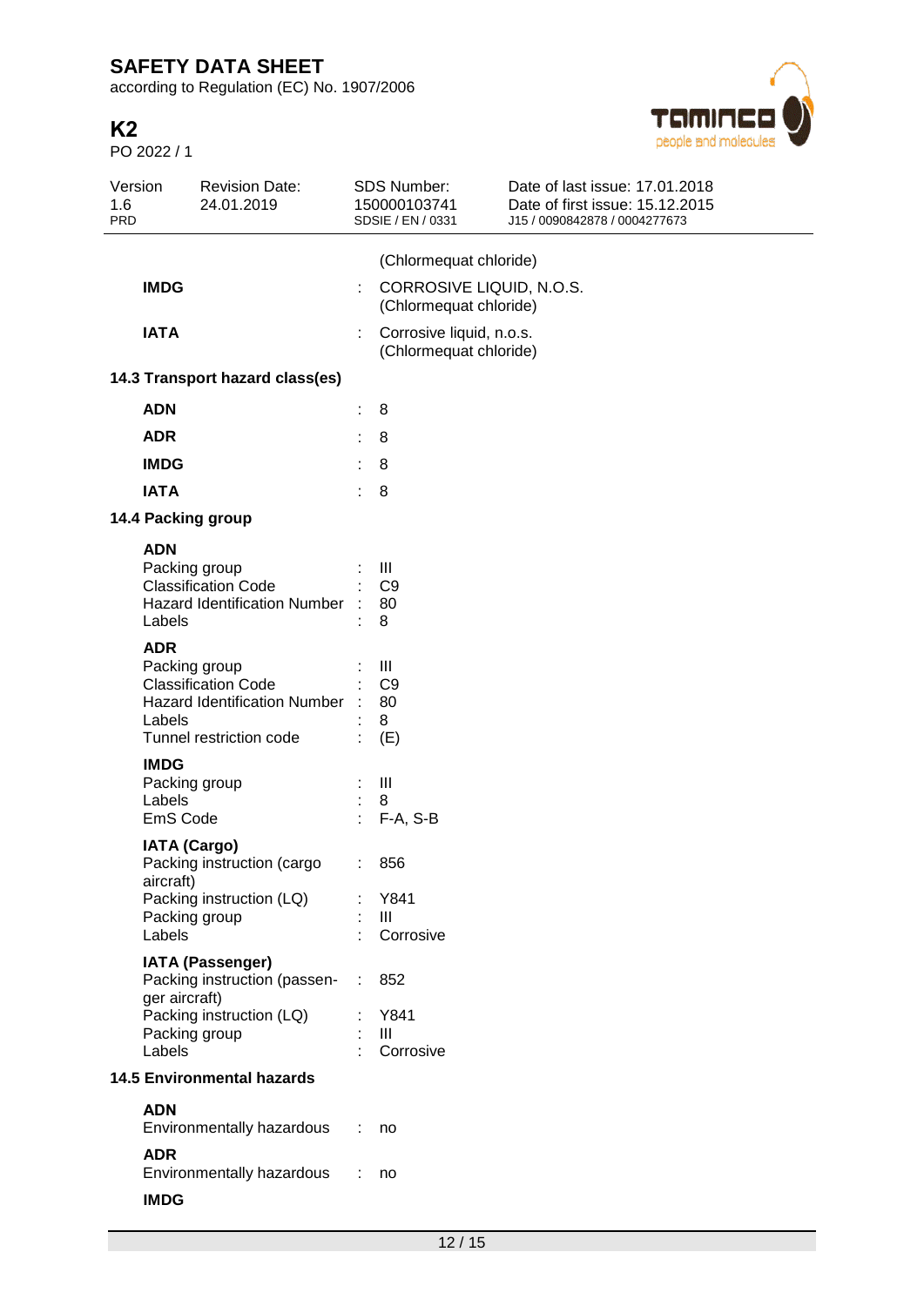(Chlormequat chloride)

**IMDG** : CORROSIVE LIQUID, N.O.S. (Chlormequat chloride)

**IATA** : Corrosive liquid, n.o.s. (Chlormequat chloride)

### 14.3 Transport hazard class(es)

| | | |
|---|---|---|
| **ADN** | : | 8 |
| **ADR** | : | 8 |
| **IMDG** | : | 8 |
| **IATA** | : | 8 |

### 14.4 Packing group

**ADN**

| | | |
|---|---|---|
| Packing group | : | III |
| Classification Code | : | C9 |
| Hazard Identification Number | : | 80 |
| Labels | : | 8 |

**ADR**

| | | |
|---|---|---|
| Packing group | : | III |
| Classification Code | : | C9 |
| Hazard Identification Number | : | 80 |
| Labels | : | 8 |
| Tunnel restriction code | : | (E) |

**IMDG**

| | | |
|---|---|---|
| Packing group | : | III |
| Labels | : | 8 |
| EmS Code | : | F-A, S-B |

**IATA (Cargo)**

| | | |
|---|---|---|
| Packing instruction (cargo aircraft) | : | 856 |
| Packing instruction (LQ) | : | Y841 |
| Packing group | : | III |
| Labels | : | Corrosive |

**IATA (Passenger)**

| | | |
|---|---|---|
| Packing instruction (passenger aircraft) | : | 852 |
| Packing instruction (LQ) | : | Y841 |
| Packing group | : | III |
| Labels | : | Corrosive |

### 14.5 Environmental hazards

**ADN**

Environmentally hazardous : no

**ADR**

Environmentally hazardous : no

**IMDG**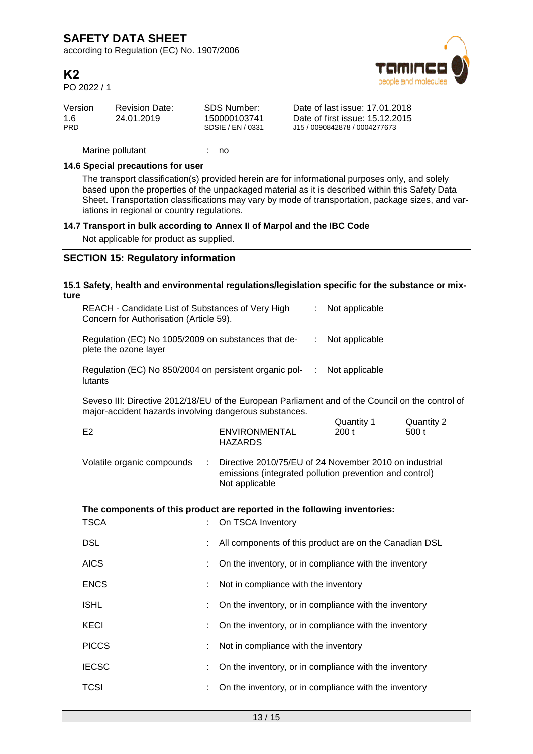Marine pollutant : no

### 14.6 Special precautions for user

The transport classification(s) provided herein are for informational purposes only, and solely based upon the properties of the unpackaged material as it is described within this Safety Data Sheet. Transportation classifications may vary by mode of transportation, package sizes, and variations in regional or country regulations.

### 14.7 Transport in bulk according to Annex II of Marpol and the IBC Code

Not applicable for product as supplied.

## SECTION 15: Regulatory information

### 15.1 Safety, health and environmental regulations/legislation specific for the substance or mixture

REACH - Candidate List of Substances of Very High Concern for Authorisation (Article 59). : Not applicable

Regulation (EC) No 1005/2009 on substances that deplete the ozone layer : Not applicable

Regulation (EC) No 850/2004 on persistent organic pollutants : Not applicable

Seveso III: Directive 2012/18/EU of the European Parliament and of the Council on the control of major-accident hazards involving dangerous substances.

| | | Quantity 1 | Quantity 2 |
|---|---|---|---|
| E2 | ENVIRONMENTAL HAZARDS | 200 t | 500 t |

Volatile organic compounds : Directive 2010/75/EU of 24 November 2010 on industrial emissions (integrated pollution prevention and control)
Not applicable

**The components of this product are reported in the following inventories:**

TSCA : On TSCA Inventory

DSL : All components of this product are on the Canadian DSL

AICS : On the inventory, or in compliance with the inventory

ENCS : Not in compliance with the inventory

ISHL : On the inventory, or in compliance with the inventory

KECI : On the inventory, or in compliance with the inventory

PICCS : Not in compliance with the inventory

IECSC : On the inventory, or in compliance with the inventory

TCSI : On the inventory, or in compliance with the inventory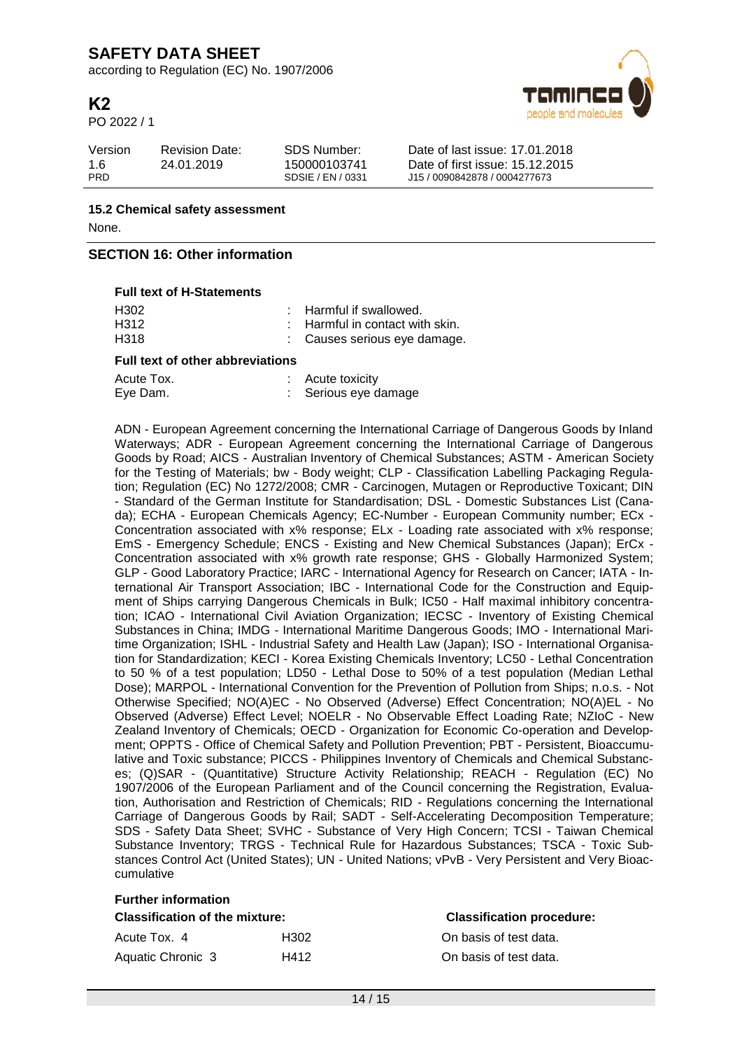**15.2 Chemical safety assessment**

None.

## SECTION 16: Other information

**Full text of H-Statements**

| | |
|---|---|
| H302 | : Harmful if swallowed. |
| H312 | : Harmful in contact with skin. |
| H318 | : Causes serious eye damage. |

**Full text of other abbreviations**

| | |
|---|---|
| Acute Tox. | : Acute toxicity |
| Eye Dam. | : Serious eye damage |

ADN - European Agreement concerning the International Carriage of Dangerous Goods by Inland Waterways; ADR - European Agreement concerning the International Carriage of Dangerous Goods by Road; AICS - Australian Inventory of Chemical Substances; ASTM - American Society for the Testing of Materials; bw - Body weight; CLP - Classification Labelling Packaging Regulation; Regulation (EC) No 1272/2008; CMR - Carcinogen, Mutagen or Reproductive Toxicant; DIN - Standard of the German Institute for Standardisation; DSL - Domestic Substances List (Canada); ECHA - European Chemicals Agency; EC-Number - European Community number; ECx - Concentration associated with x% response; ELx - Loading rate associated with x% response; EmS - Emergency Schedule; ENCS - Existing and New Chemical Substances (Japan); ErCx - Concentration associated with x% growth rate response; GHS - Globally Harmonized System; GLP - Good Laboratory Practice; IARC - International Agency for Research on Cancer; IATA - International Air Transport Association; IBC - International Code for the Construction and Equipment of Ships carrying Dangerous Chemicals in Bulk; IC50 - Half maximal inhibitory concentration; ICAO - International Civil Aviation Organization; IECSC - Inventory of Existing Chemical Substances in China; IMDG - International Maritime Dangerous Goods; IMO - International Maritime Organization; ISHL - Industrial Safety and Health Law (Japan); ISO - International Organisation for Standardization; KECI - Korea Existing Chemicals Inventory; LC50 - Lethal Concentration to 50 % of a test population; LD50 - Lethal Dose to 50% of a test population (Median Lethal Dose); MARPOL - International Convention for the Prevention of Pollution from Ships; n.o.s. - Not Otherwise Specified; NO(A)EC - No Observed (Adverse) Effect Concentration; NO(A)EL - No Observed (Adverse) Effect Level; NOELR - No Observable Effect Loading Rate; NZIoC - New Zealand Inventory of Chemicals; OECD - Organization for Economic Co-operation and Development; OPPTS - Office of Chemical Safety and Pollution Prevention; PBT - Persistent, Bioaccumulative and Toxic substance; PICCS - Philippines Inventory of Chemicals and Chemical Substances; (Q)SAR - (Quantitative) Structure Activity Relationship; REACH - Regulation (EC) No 1907/2006 of the European Parliament and of the Council concerning the Registration, Evaluation, Authorisation and Restriction of Chemicals; RID - Regulations concerning the International Carriage of Dangerous Goods by Rail; SADT - Self-Accelerating Decomposition Temperature; SDS - Safety Data Sheet; SVHC - Substance of Very High Concern; TCSI - Taiwan Chemical Substance Inventory; TRGS - Technical Rule for Hazardous Substances; TSCA - Toxic Substances Control Act (United States); UN - United Nations; vPvB - Very Persistent and Very Bioaccumulative

**Further information**

| **Classification of the mixture:** | | **Classification procedure:** |
|---|---|---|
| Acute Tox. 4 | H302 | On basis of test data. |
| Aquatic Chronic 3 | H412 | On basis of test data. |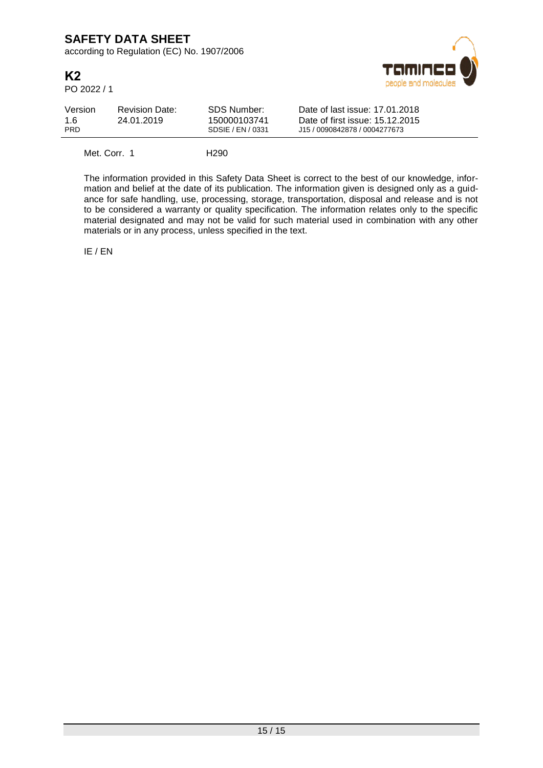| | |
|---|---|
| Met. Corr. 1 | H290 |

The information provided in this Safety Data Sheet is correct to the best of our knowledge, information and belief at the date of its publication. The information given is designed only as a guidance for safe handling, use, processing, storage, transportation, disposal and release and is not to be considered a warranty or quality specification. The information relates only to the specific material designated and may not be valid for such material used in combination with any other materials or in any process, unless specified in the text.

IE / EN